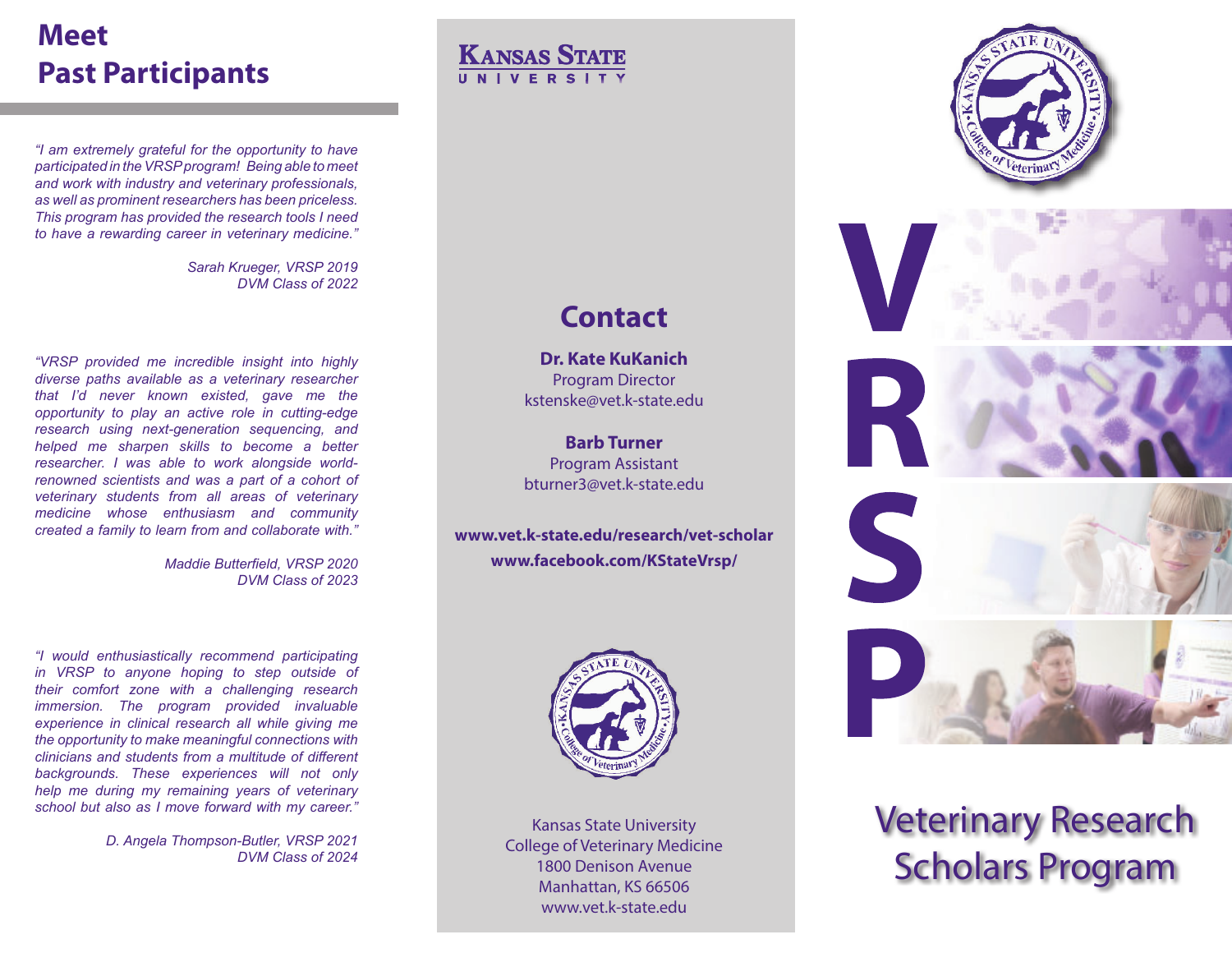# Meet Past Participants

*"I am extremely grateful for the opportunity to have participated in the VRSP program! Being able to meet and work with industry and veterinary professionals, as well as prominent researchers has been priceless. This program has provided the research tools I need to have a rewarding career in veterinary medicine."*

*Sarah Krueger, VRSP 2019*
*DVM Class of 2022*

*"VRSP provided me incredible insight into highly diverse paths available as a veterinary researcher that I'd never known existed, gave me the opportunity to play an active role in cutting-edge research using next-generation sequencing, and helped me sharpen skills to become a better researcher. I was able to work alongside world-renowned scientists and was a part of a cohort of veterinary students from all areas of veterinary medicine whose enthusiasm and community created a family to learn from and collaborate with."*

*Maddie Butterfield, VRSP 2020*
*DVM Class of 2023*

*"I would enthusiastically recommend participating in VRSP to anyone hoping to step outside of their comfort zone with a challenging research immersion. The program provided invaluable experience in clinical research all while giving me the opportunity to make meaningful connections with clinicians and students from a multitude of different backgrounds. These experiences will not only help me during my remaining years of veterinary school but also as I move forward with my career."*

*D. Angela Thompson-Butler, VRSP 2021*
*DVM Class of 2024*

Kansas State University

## Contact

**Dr. Kate KuKanich**
Program Director
kstenske@vet.k-state.edu

**Barb Turner**
Program Assistant
bturner3@vet.k-state.edu

**www.vet.k-state.edu/research/vet-scholar**
**www.facebook.com/KStateVrsp/**

Kansas State University
College of Veterinary Medicine
1800 Denison Avenue
Manhattan, KS 66506
www.vet.k-state.edu

# VRSP

# Veterinary Research Scholars Program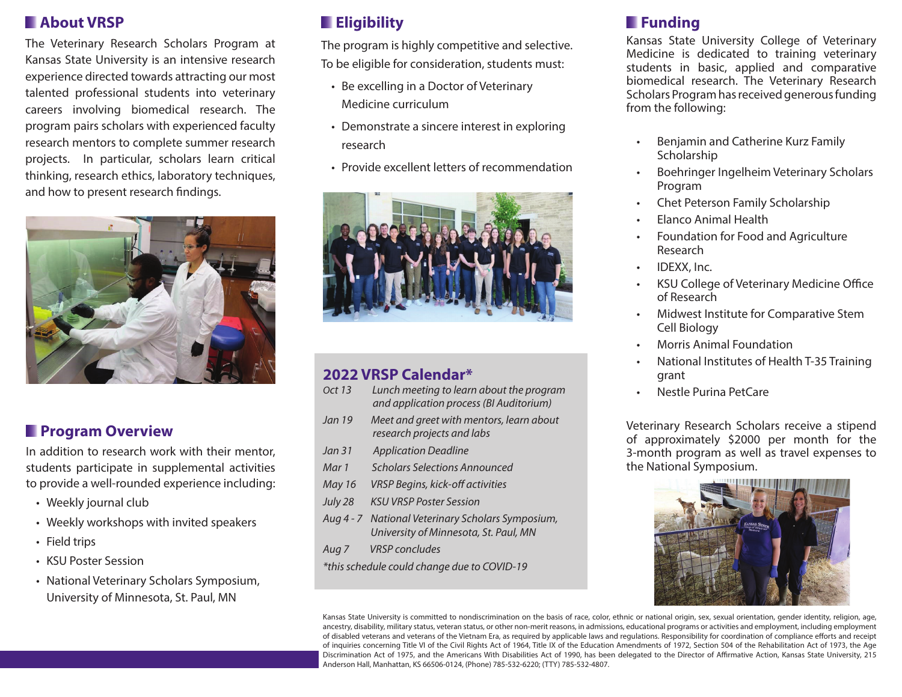## About VRSP

The Veterinary Research Scholars Program at Kansas State University is an intensive research experience directed towards attracting our most talented professional students into veterinary careers involving biomedical research. The program pairs scholars with experienced faculty research mentors to complete summer research projects. In particular, scholars learn critical thinking, research ethics, laboratory techniques, and how to present research findings.

## Program Overview

In addition to research work with their mentor, students participate in supplemental activities to provide a well-rounded experience including:

- Weekly journal club
- Weekly workshops with invited speakers
- Field trips
- KSU Poster Session
- National Veterinary Scholars Symposium, University of Minnesota, St. Paul, MN

## Eligibility

The program is highly competitive and selective. To be eligible for consideration, students must:

- Be excelling in a Doctor of Veterinary Medicine curriculum
- Demonstrate a sincere interest in exploring research
- Provide excellent letters of recommendation

## 2022 VRSP Calendar*

| | |
|---|---|
| *Oct 13* | *Lunch meeting to learn about the program and application process (BI Auditorium)* |
| *Jan 19* | *Meet and greet with mentors, learn about research projects and labs* |
| *Jan 31* | *Application Deadline* |
| *Mar 1* | *Scholars Selections Announced* |
| *May 16* | *VRSP Begins, kick-off activities* |
| *July 28* | *KSU VRSP Poster Session* |
| *Aug 4 - 7* | *National Veterinary Scholars Symposium, University of Minnesota, St. Paul, MN* |
| *Aug 7* | *VRSP concludes* |

*\*this schedule could change due to COVID-19*

## Funding

Kansas State University College of Veterinary Medicine is dedicated to training veterinary students in basic, applied and comparative biomedical research. The Veterinary Research Scholars Program has received generous funding from the following:

- Benjamin and Catherine Kurz Family Scholarship
- Boehringer Ingelheim Veterinary Scholars Program
- Chet Peterson Family Scholarship
- Elanco Animal Health
- Foundation for Food and Agriculture Research
- IDEXX, Inc.
- KSU College of Veterinary Medicine Office of Research
- Midwest Institute for Comparative Stem Cell Biology
- Morris Animal Foundation
- National Institutes of Health T-35 Training grant
- Nestle Purina PetCare

Veterinary Research Scholars receive a stipend of approximately $2000 per month for the 3-month program as well as travel expenses to the National Symposium.

Kansas State University is committed to nondiscrimination on the basis of race, color, ethnic or national origin, sex, sexual orientation, gender identity, religion, age, ancestry, disability, military status, veteran status, or other non-merit reasons, in admissions, educational programs or activities and employment, including employment of disabled veterans and veterans of the Vietnam Era, as required by applicable laws and regulations. Responsibility for coordination of compliance efforts and receipt of inquiries concerning Title VI of the Civil Rights Act of 1964, Title IX of the Education Amendments of 1972, Section 504 of the Rehabilitation Act of 1973, the Age Discrimination Act of 1975, and the Americans With Disabilities Act of 1990, has been delegated to the Director of Affirmative Action, Kansas State University, 215 Anderson Hall, Manhattan, KS 66506-0124, (Phone) 785-532-6220; (TTY) 785-532-4807.